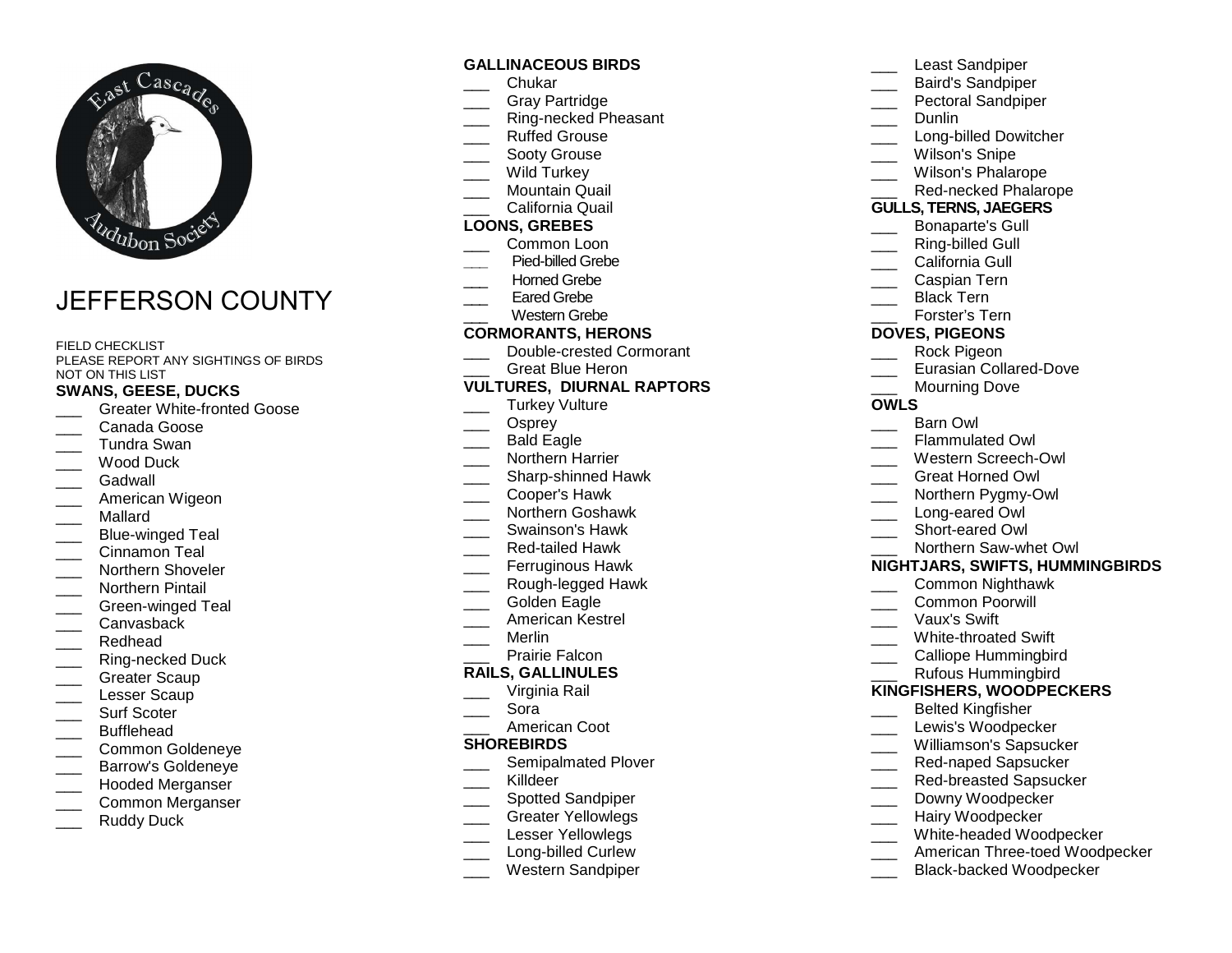# JEFFERSON COUNTY

FIELD CHECKLIST
PLEASE REPORT ANY SIGHTINGS OF BIRDS NOT ON THIS LIST

### SWANS, GEESE, DUCKS

- ___ Greater White-fronted Goose
- ___ Canada Goose
- ___ Tundra Swan
- ___ Wood Duck
- ___ Gadwall
- ___ American Wigeon
- ___ Mallard
- ___ Blue-winged Teal
- ___ Cinnamon Teal
- ___ Northern Shoveler
- ___ Northern Pintail
- ___ Green-winged Teal
- ___ Canvasback
- ___ Redhead
- ___ Ring-necked Duck
- ___ Greater Scaup
- ___ Lesser Scaup
- ___ Surf Scoter
- ___ Bufflehead
- ___ Common Goldeneye
- ___ Barrow's Goldeneye
- ___ Hooded Merganser
- ___ Common Merganser
- ___ Ruddy Duck

### GALLINACEOUS BIRDS

- ___ Chukar
- ___ Gray Partridge
- ___ Ring-necked Pheasant
- ___ Ruffed Grouse
- ___ Sooty Grouse
- ___ Wild Turkey
- ___ Mountain Quail
- ___ California Quail

### LOONS, GREBES

- ___ Common Loon
- ___ Pied-billed Grebe
- ___ Horned Grebe
- ___ Eared Grebe
- ___ Western Grebe

### CORMORANTS, HERONS

- ___ Double-crested Cormorant
- ___ Great Blue Heron

### VULTURES, DIURNAL RAPTORS

- ___ Turkey Vulture
- ___ Osprey
- ___ Bald Eagle
- ___ Northern Harrier
- ___ Sharp-shinned Hawk
- ___ Cooper's Hawk
- ___ Northern Goshawk
- ___ Swainson's Hawk
- ___ Red-tailed Hawk
- ___ Ferruginous Hawk
- ___ Rough-legged Hawk
- ___ Golden Eagle
- ___ American Kestrel
- ___ Merlin
- ___ Prairie Falcon

### RAILS, GALLINULES

- ___ Virginia Rail
- ___ Sora
- ___ American Coot

### SHOREBIRDS

- ___ Semipalmated Plover
- ___ Killdeer
- ___ Spotted Sandpiper
- ___ Greater Yellowlegs
- ___ Lesser Yellowlegs
- ___ Long-billed Curlew
- ___ Western Sandpiper
- ___ Least Sandpiper
- ___ Baird's Sandpiper
- ___ Pectoral Sandpiper
- ___ Dunlin
- ___ Long-billed Dowitcher
- ___ Wilson's Snipe
- ___ Wilson's Phalarope
- ___ Red-necked Phalarope

### GULLS, TERNS, JAEGERS

- ___ Bonaparte's Gull
- ___ Ring-billed Gull
- ___ California Gull
- ___ Caspian Tern
- ___ Black Tern
- ___ Forster's Tern

### DOVES, PIGEONS

- ___ Rock Pigeon
- ___ Eurasian Collared-Dove
- ___ Mourning Dove

### OWLS

- ___ Barn Owl
- ___ Flammulated Owl
- ___ Western Screech-Owl
- ___ Great Horned Owl
- ___ Northern Pygmy-Owl
- ___ Long-eared Owl
- ___ Short-eared Owl
- ___ Northern Saw-whet Owl

### NIGHTJARS, SWIFTS, HUMMINGBIRDS

- ___ Common Nighthawk
- ___ Common Poorwill
- ___ Vaux's Swift
- ___ White-throated Swift
- ___ Calliope Hummingbird
- ___ Rufous Hummingbird

### KINGFISHERS, WOODPECKERS

- ___ Belted Kingfisher
- ___ Lewis's Woodpecker
- ___ Williamson's Sapsucker
- ___ Red-naped Sapsucker
- ___ Red-breasted Sapsucker
- ___ Downy Woodpecker
- ___ Hairy Woodpecker
- ___ White-headed Woodpecker
- ___ American Three-toed Woodpecker
- ___ Black-backed Woodpecker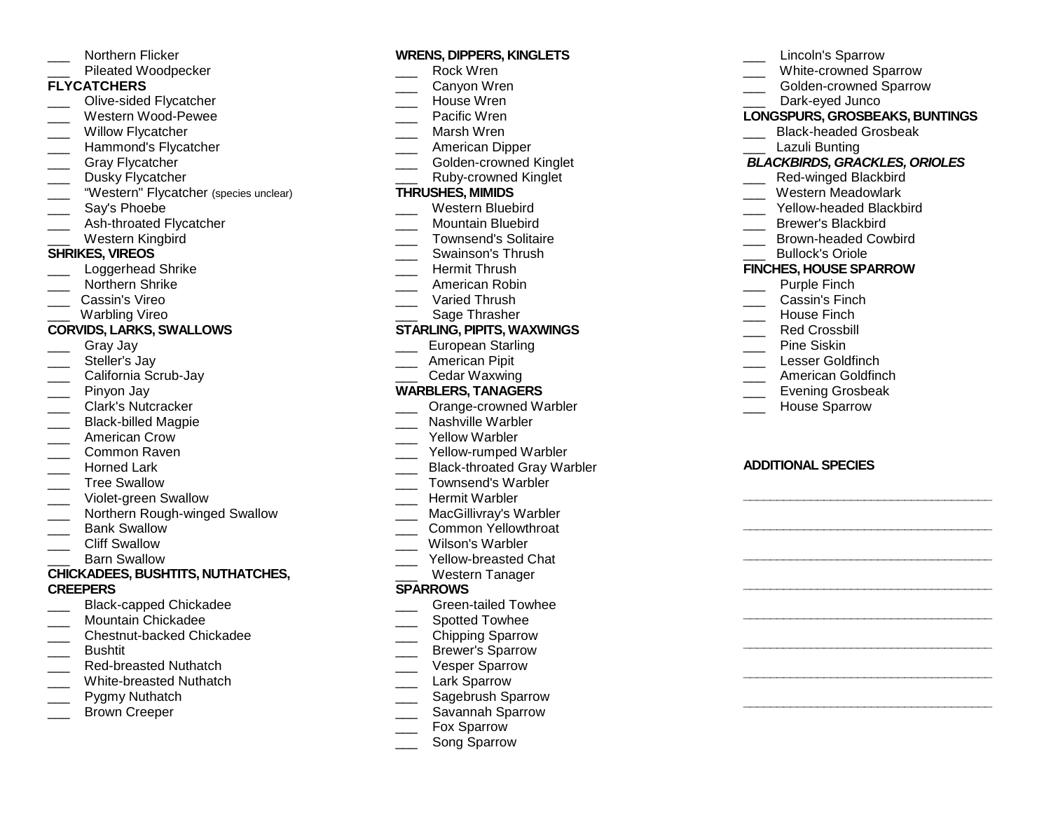___ Northern Flicker
___ Pileated Woodpecker

**FLYCATCHERS**

___ Olive-sided Flycatcher
___ Western Wood-Pewee
___ Willow Flycatcher
___ Hammond's Flycatcher
___ Gray Flycatcher
___ Dusky Flycatcher
___ "Western" Flycatcher (species unclear)
___ Say's Phoebe
___ Ash-throated Flycatcher
___ Western Kingbird

**SHRIKES, VIREOS**

___ Loggerhead Shrike
___ Northern Shrike
___ Cassin's Vireo
___ Warbling Vireo

**CORVIDS, LARKS, SWALLOWS**

___ Gray Jay
___ Steller's Jay
___ California Scrub-Jay
___ Pinyon Jay
___ Clark's Nutcracker
___ Black-billed Magpie
___ American Crow
___ Common Raven
___ Horned Lark
___ Tree Swallow
___ Violet-green Swallow
___ Northern Rough-winged Swallow
___ Bank Swallow
___ Cliff Swallow
___ Barn Swallow

**CHICKADEES, BUSHTITS, NUTHATCHES, CREEPERS**

___ Black-capped Chickadee
___ Mountain Chickadee
___ Chestnut-backed Chickadee
___ Bushtit
___ Red-breasted Nuthatch
___ White-breasted Nuthatch
___ Pygmy Nuthatch
___ Brown Creeper

**WRENS, DIPPERS, KINGLETS**

___ Rock Wren
___ Canyon Wren
___ House Wren
___ Pacific Wren
___ Marsh Wren
___ American Dipper
___ Golden-crowned Kinglet
___ Ruby-crowned Kinglet

**THRUSHES, MIMIDS**

___ Western Bluebird
___ Mountain Bluebird
___ Townsend's Solitaire
___ Swainson's Thrush
___ Hermit Thrush
___ American Robin
___ Varied Thrush
___ Sage Thrasher

**STARLING, PIPITS, WAXWINGS**

___ European Starling
___ American Pipit
___ Cedar Waxwing

**WARBLERS, TANAGERS**

___ Orange-crowned Warbler
___ Nashville Warbler
___ Yellow Warbler
___ Yellow-rumped Warbler
___ Black-throated Gray Warbler
___ Townsend's Warbler
___ Hermit Warbler
___ MacGillivray's Warbler
___ Common Yellowthroat
___ Wilson's Warbler
___ Yellow-breasted Chat
___ Western Tanager

**SPARROWS**

___ Green-tailed Towhee
___ Spotted Towhee
___ Chipping Sparrow
___ Brewer's Sparrow
___ Vesper Sparrow
___ Lark Sparrow
___ Sagebrush Sparrow
___ Savannah Sparrow
___ Fox Sparrow
___ Song Sparrow
___ Lincoln's Sparrow
___ White-crowned Sparrow
___ Golden-crowned Sparrow
___ Dark-eyed Junco

**LONGSPURS, GROSBEAKS, BUNTINGS**

___ Black-headed Grosbeak
___ Lazuli Bunting

***BLACKBIRDS, GRACKLES, ORIOLES***

___ Red-winged Blackbird
___ Western Meadowlark
___ Yellow-headed Blackbird
___ Brewer's Blackbird
___ Brown-headed Cowbird
___ Bullock's Oriole

**FINCHES, HOUSE SPARROW**

___ Purple Finch
___ Cassin's Finch
___ House Finch
___ Red Crossbill
___ Pine Siskin
___ Lesser Goldfinch
___ American Goldfinch
___ Evening Grosbeak
___ House Sparrow

**ADDITIONAL SPECIES**

______________________________

______________________________

______________________________

______________________________

______________________________

______________________________

______________________________

______________________________